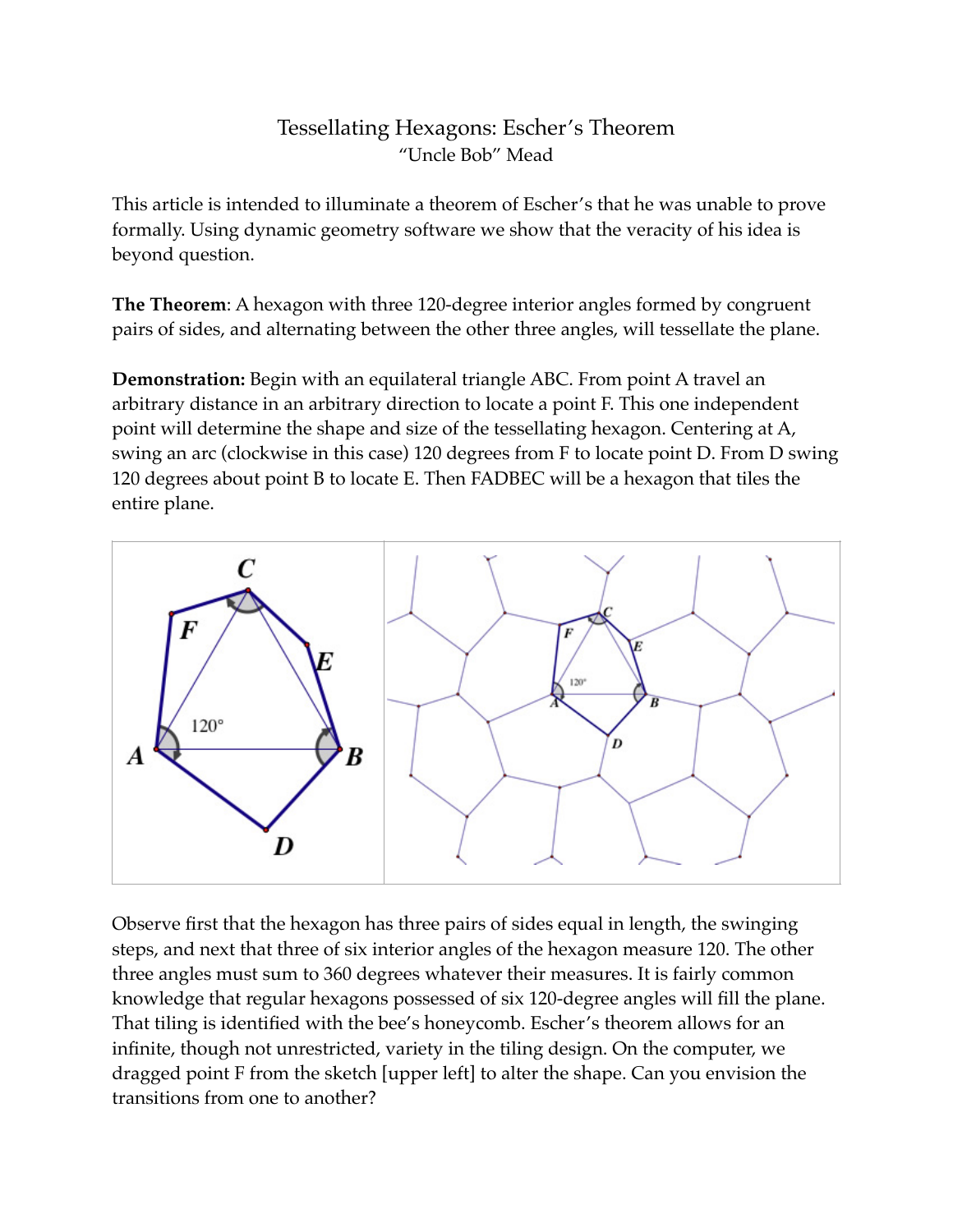# Tessellating Hexagons: Escher's Theorem

"Uncle Bob" Mead

This article is intended to illuminate a theorem of Escher's that he was unable to prove formally. Using dynamic geometry software we show that the veracity of his idea is beyond question.

**The Theorem**: A hexagon with three 120-degree interior angles formed by congruent pairs of sides, and alternating between the other three angles, will tessellate the plane.

**Demonstration:** Begin with an equilateral triangle ABC. From point A travel an arbitrary distance in an arbitrary direction to locate a point F. This one independent point will determine the shape and size of the tessellating hexagon. Centering at A, swing an arc (clockwise in this case) 120 degrees from F to locate point D. From D swing 120 degrees about point B to locate E. Then FADBEC will be a hexagon that tiles the entire plane.

Observe first that the hexagon has three pairs of sides equal in length, the swinging steps, and next that three of six interior angles of the hexagon measure 120. The other three angles must sum to 360 degrees whatever their measures. It is fairly common knowledge that regular hexagons possessed of six 120-degree angles will fill the plane. That tiling is identified with the bee's honeycomb. Escher's theorem allows for an infinite, though not unrestricted, variety in the tiling design. On the computer, we dragged point F from the sketch [upper left] to alter the shape. Can you envision the transitions from one to another?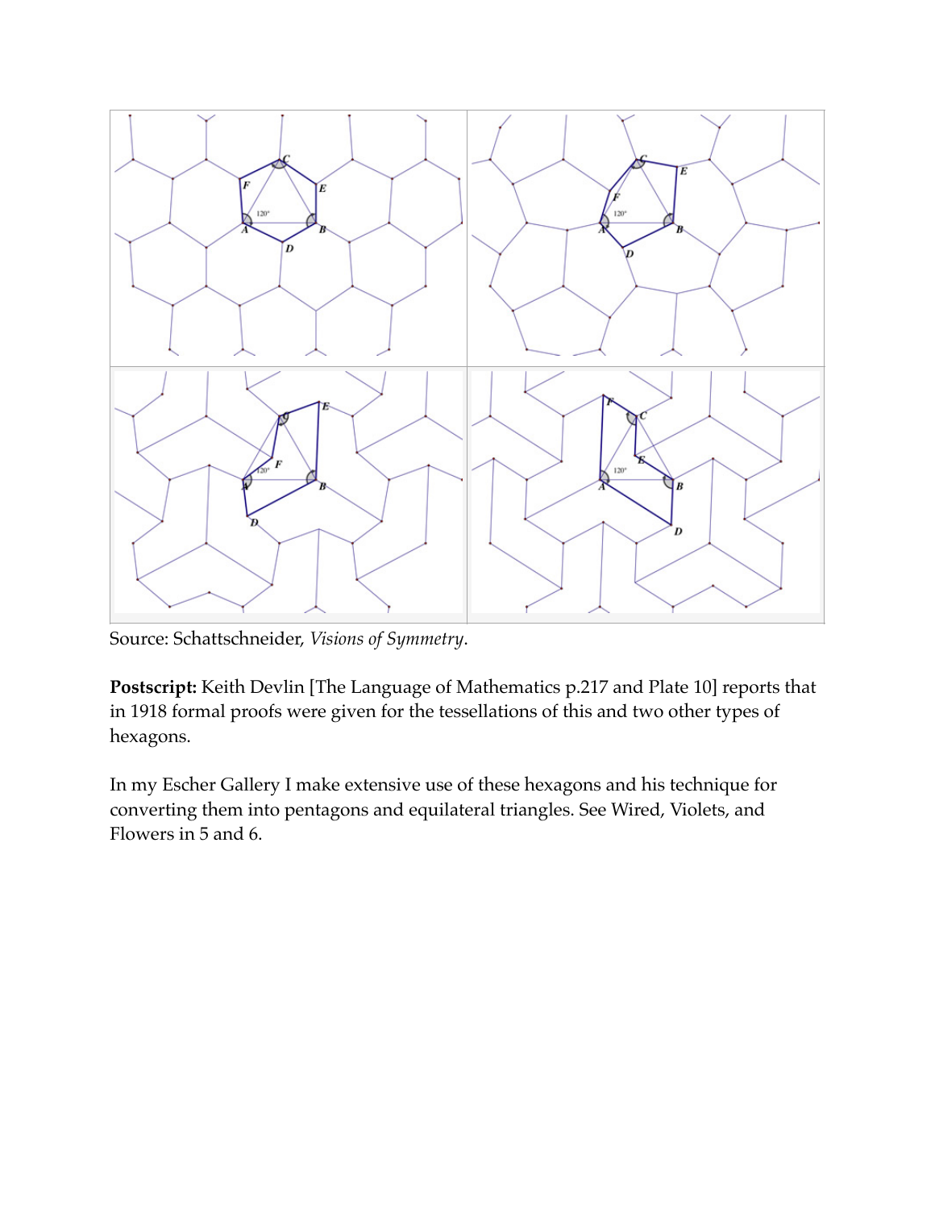Source: Schattschneider, *Visions of Symmetry*.

**Postscript:** Keith Devlin [The Language of Mathematics p.217 and Plate 10] reports that in 1918 formal proofs were given for the tessellations of this and two other types of hexagons.

In my Escher Gallery I make extensive use of these hexagons and his technique for converting them into pentagons and equilateral triangles. See Wired, Violets, and Flowers in 5 and 6.